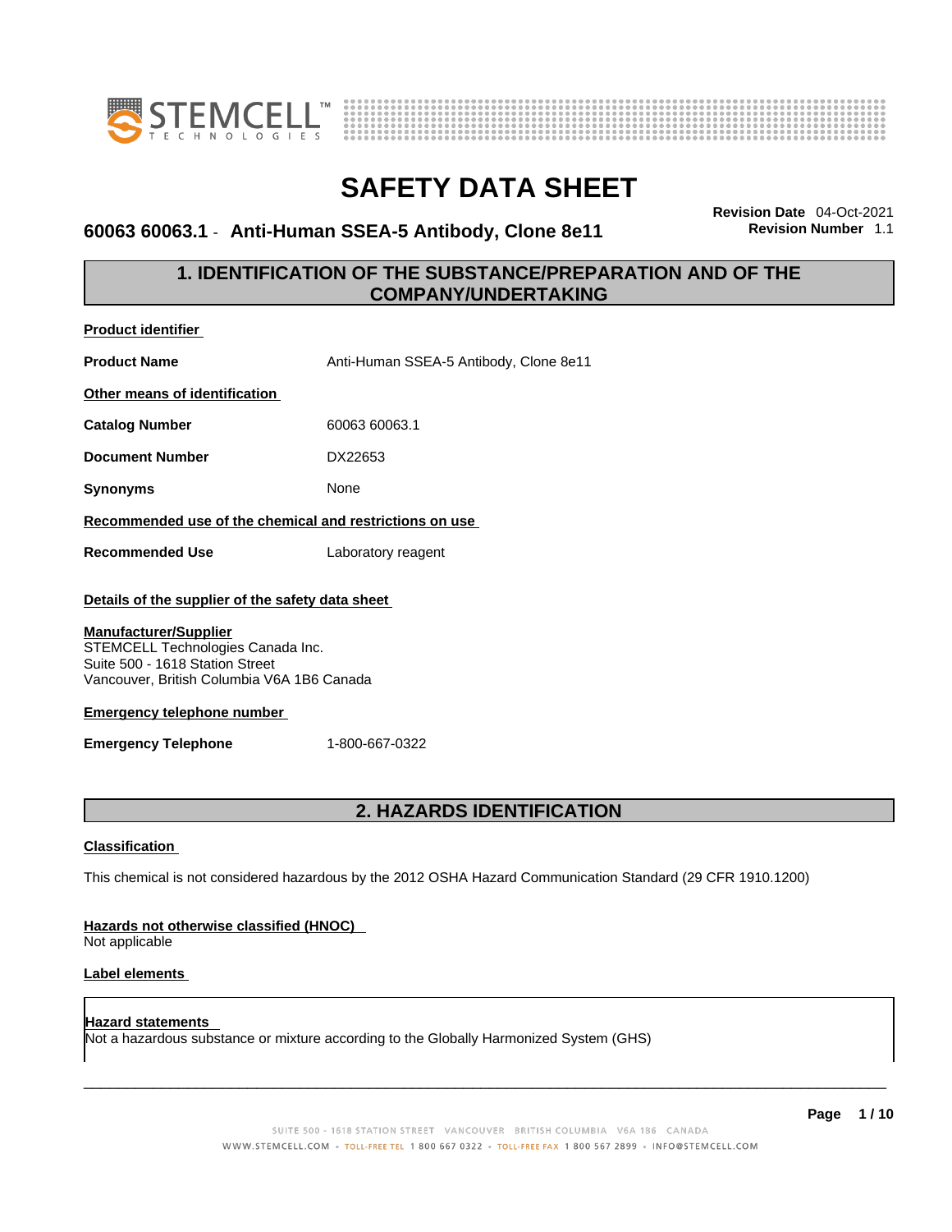# SAFETY DATA SHEET

**60063 60063.1 - Anti-Human SSEA-5 Antibody, Clone 8e11**

**Revision Date** 04-Oct-2021
**Revision Number** 1.1

## 1. IDENTIFICATION OF THE SUBSTANCE/PREPARATION AND OF THE COMPANY/UNDERTAKING

**Product identifier**

**Product Name** Anti-Human SSEA-5 Antibody, Clone 8e11

**Other means of identification**

**Catalog Number** 60063 60063.1

**Document Number** DX22653

**Synonyms** None

**Recommended use of the chemical and restrictions on use**

**Recommended Use** Laboratory reagent

**Details of the supplier of the safety data sheet**

**Manufacturer/Supplier**
STEMCELL Technologies Canada Inc.
Suite 500 - 1618 Station Street
Vancouver, British Columbia V6A 1B6 Canada

**Emergency telephone number**

**Emergency Telephone** 1-800-667-0322

## 2. HAZARDS IDENTIFICATION

**Classification**

This chemical is not considered hazardous by the 2012 OSHA Hazard Communication Standard (29 CFR 1910.1200)

**Hazards not otherwise classified (HNOC)**
Not applicable

**Label elements**

**Hazard statements**
Not a hazardous substance or mixture according to the Globally Harmonized System (GHS)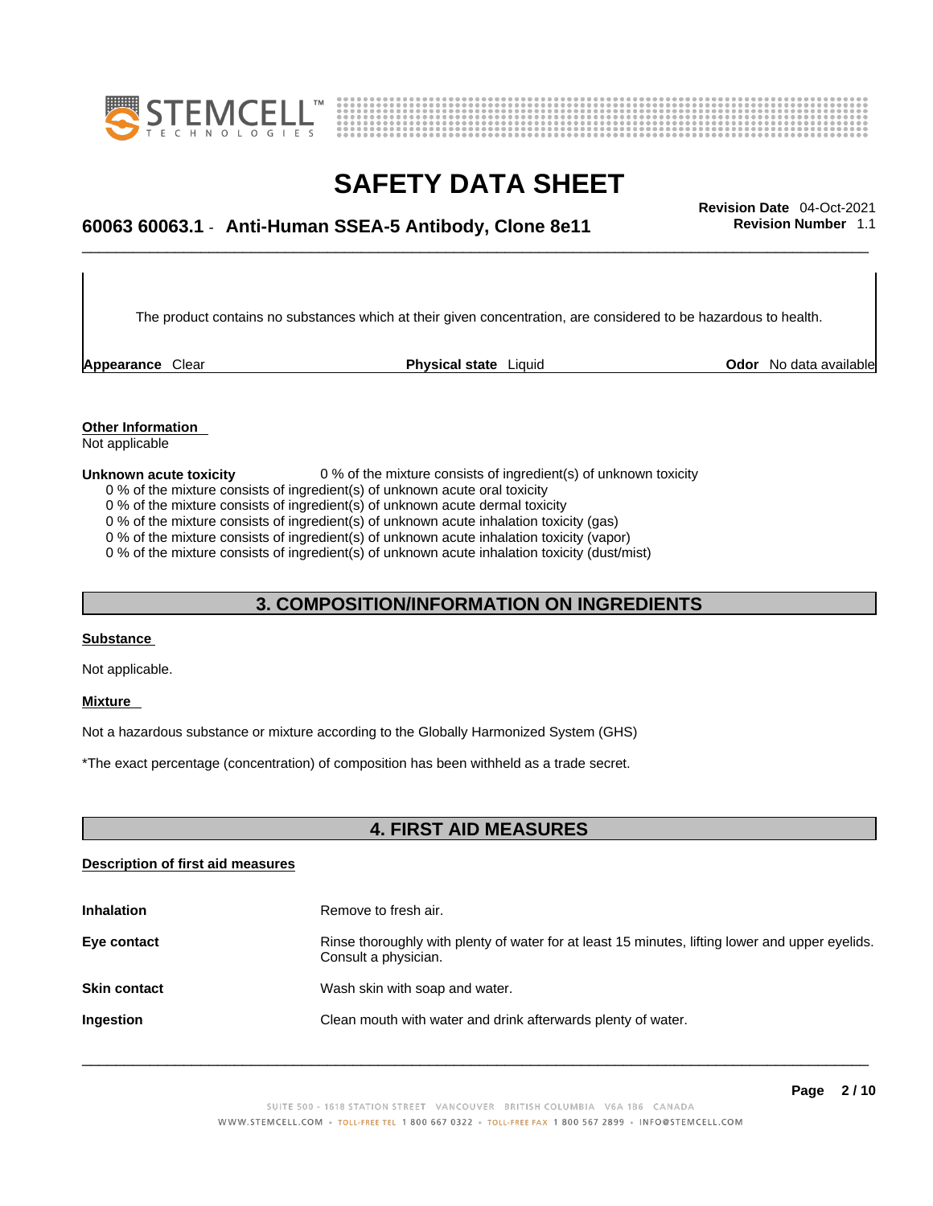The product contains no substances which at their given concentration, are considered to be hazardous to health.

**Appearance** Clear **Physical state** Liquid **Odor** No data available

**Other Information**
Not applicable

**Unknown acute toxicity** 0 % of the mixture consists of ingredient(s) of unknown toxicity

0 % of the mixture consists of ingredient(s) of unknown acute oral toxicity
0 % of the mixture consists of ingredient(s) of unknown acute dermal toxicity
0 % of the mixture consists of ingredient(s) of unknown acute inhalation toxicity (gas)
0 % of the mixture consists of ingredient(s) of unknown acute inhalation toxicity (vapor)
0 % of the mixture consists of ingredient(s) of unknown acute inhalation toxicity (dust/mist)

## 3. COMPOSITION/INFORMATION ON INGREDIENTS

**Substance**

Not applicable.

**Mixture**

Not a hazardous substance or mixture according to the Globally Harmonized System (GHS)

*The exact percentage (concentration) of composition has been withheld as a trade secret.

## 4. FIRST AID MEASURES

**Description of first aid measures**

**Inhalation** Remove to fresh air.

**Eye contact** Rinse thoroughly with plenty of water for at least 15 minutes, lifting lower and upper eyelids. Consult a physician.

**Skin contact** Wash skin with soap and water.

**Ingestion** Clean mouth with water and drink afterwards plenty of water.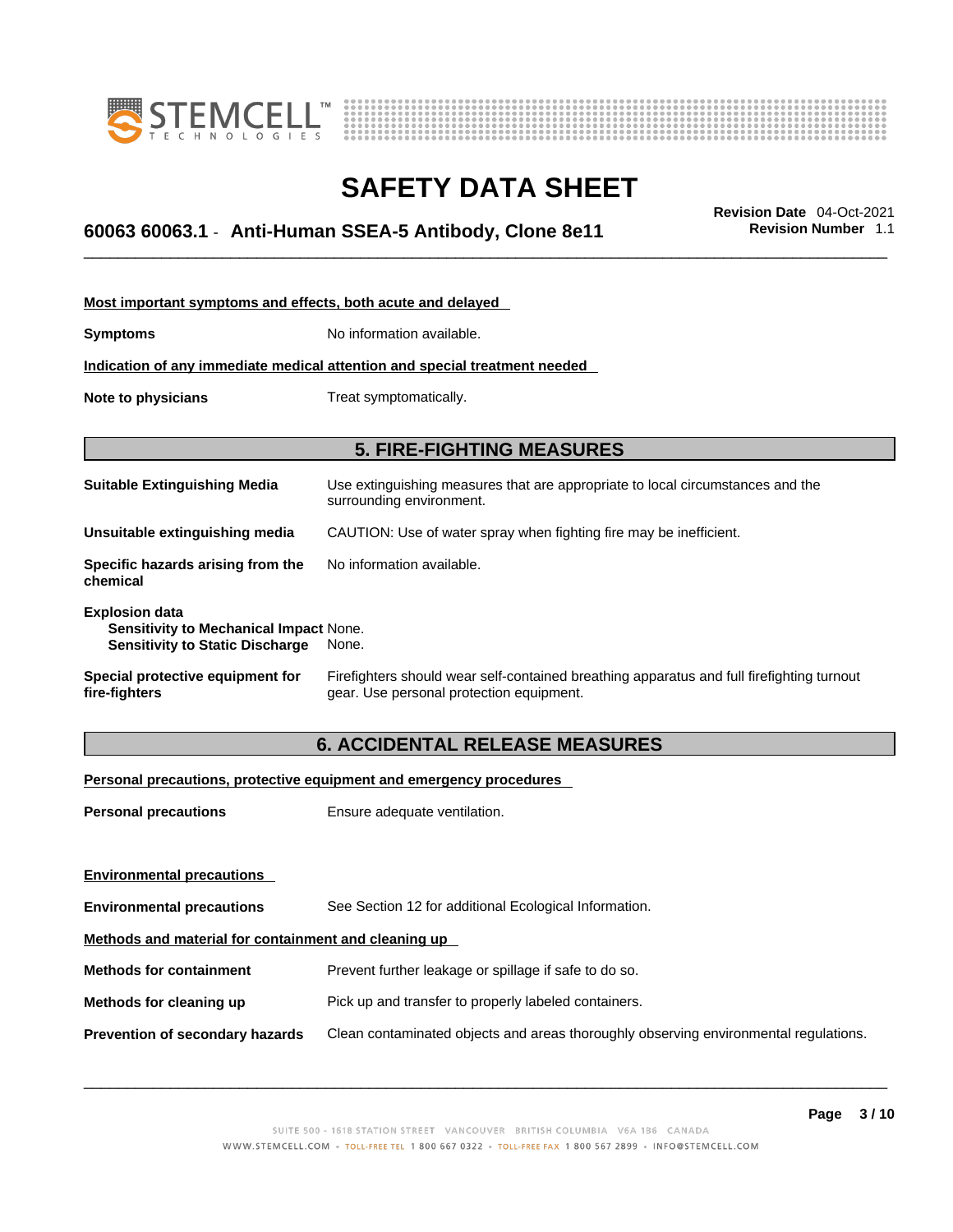**Most important symptoms and effects, both acute and delayed**

**Symptoms** No information available.

**Indication of any immediate medical attention and special treatment needed**

**Note to physicians** Treat symptomatically.

## 5. FIRE-FIGHTING MEASURES

**Suitable Extinguishing Media** Use extinguishing measures that are appropriate to local circumstances and the surrounding environment.

**Unsuitable extinguishing media** CAUTION: Use of water spray when fighting fire may be inefficient.

**Specific hazards arising from the chemical** No information available.

**Explosion data**
**Sensitivity to Mechanical Impact** None.
**Sensitivity to Static Discharge** None.

**Special protective equipment for fire-fighters** Firefighters should wear self-contained breathing apparatus and full firefighting turnout gear. Use personal protection equipment.

## 6. ACCIDENTAL RELEASE MEASURES

**Personal precautions, protective equipment and emergency procedures**

**Personal precautions** Ensure adequate ventilation.

**Environmental precautions**

**Environmental precautions** See Section 12 for additional Ecological Information.

**Methods and material for containment and cleaning up**

**Methods for containment** Prevent further leakage or spillage if safe to do so.

**Methods for cleaning up** Pick up and transfer to properly labeled containers.

**Prevention of secondary hazards** Clean contaminated objects and areas thoroughly observing environmental regulations.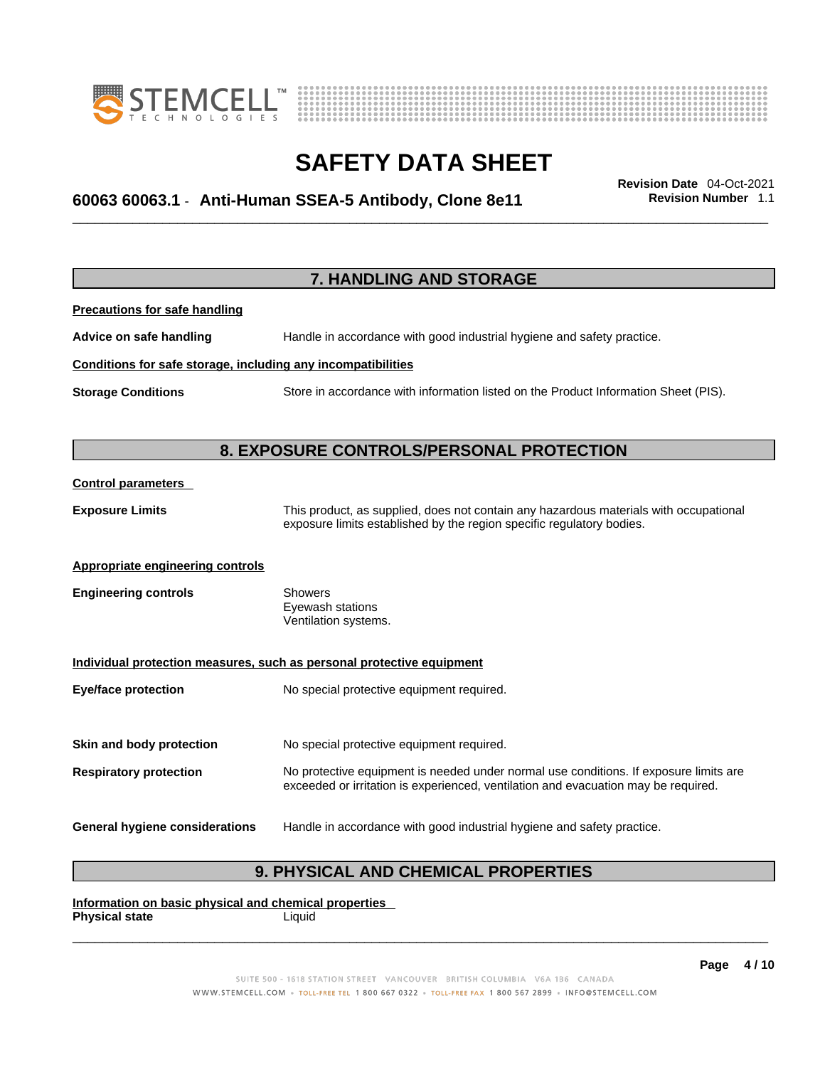## 7. HANDLING AND STORAGE

**Precautions for safe handling**

**Advice on safe handling** Handle in accordance with good industrial hygiene and safety practice.

**Conditions for safe storage, including any incompatibilities**

**Storage Conditions** Store in accordance with information listed on the Product Information Sheet (PIS).

## 8. EXPOSURE CONTROLS/PERSONAL PROTECTION

**Control parameters**

**Exposure Limits** This product, as supplied, does not contain any hazardous materials with occupational exposure limits established by the region specific regulatory bodies.

**Appropriate engineering controls**

**Engineering controls**
Showers
Eyewash stations
Ventilation systems.

**Individual protection measures, such as personal protective equipment**

**Eye/face protection** No special protective equipment required.

**Skin and body protection** No special protective equipment required.

**Respiratory protection** No protective equipment is needed under normal use conditions. If exposure limits are exceeded or irritation is experienced, ventilation and evacuation may be required.

**General hygiene considerations** Handle in accordance with good industrial hygiene and safety practice.

## 9. PHYSICAL AND CHEMICAL PROPERTIES

**Information on basic physical and chemical properties**

**Physical state** Liquid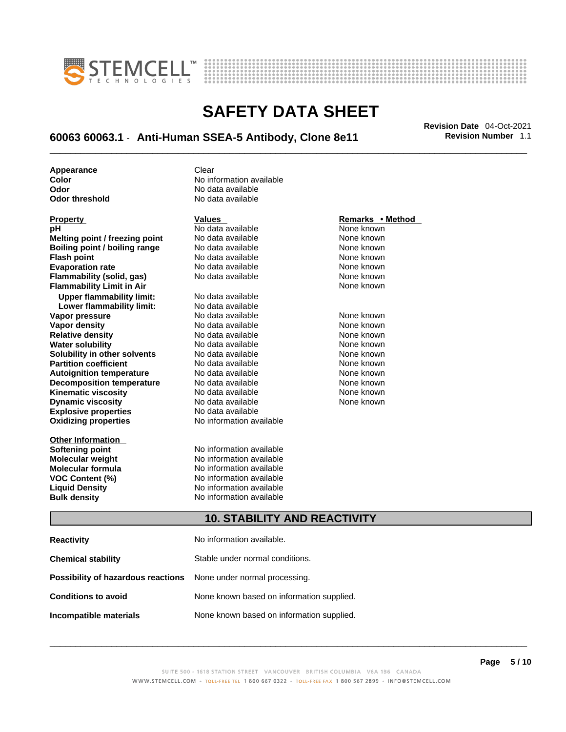| | |
|---|---|
| **Appearance** | Clear |
| **Color** | No information available |
| **Odor** | No data available |
| **Odor threshold** | No data available |

| **Property** | **Values** | **Remarks • Method** |
|---|---|---|
| **pH** | No data available | None known |
| **Melting point / freezing point** | No data available | None known |
| **Boiling point / boiling range** | No data available | None known |
| **Flash point** | No data available | None known |
| **Evaporation rate** | No data available | None known |
| **Flammability (solid, gas)** | No data available | None known |
| **Flammability Limit in Air** | | None known |
| **Upper flammability limit:** | No data available | |
| **Lower flammability limit:** | No data available | |
| **Vapor pressure** | No data available | None known |
| **Vapor density** | No data available | None known |
| **Relative density** | No data available | None known |
| **Water solubility** | No data available | None known |
| **Solubility in other solvents** | No data available | None known |
| **Partition coefficient** | No data available | None known |
| **Autoignition temperature** | No data available | None known |
| **Decomposition temperature** | No data available | None known |
| **Kinematic viscosity** | No data available | None known |
| **Dynamic viscosity** | No data available | None known |
| **Explosive properties** | No data available | |
| **Oxidizing properties** | No information available | |

**Other Information**

| | |
|---|---|
| **Softening point** | No information available |
| **Molecular weight** | No information available |
| **Molecular formula** | No information available |
| **VOC Content (%)** | No information available |
| **Liquid Density** | No information available |
| **Bulk density** | No information available |

## 10. STABILITY AND REACTIVITY

| | |
|---|---|
| **Reactivity** | No information available. |
| **Chemical stability** | Stable under normal conditions. |
| **Possibility of hazardous reactions** | None under normal processing. |
| **Conditions to avoid** | None known based on information supplied. |
| **Incompatible materials** | None known based on information supplied. |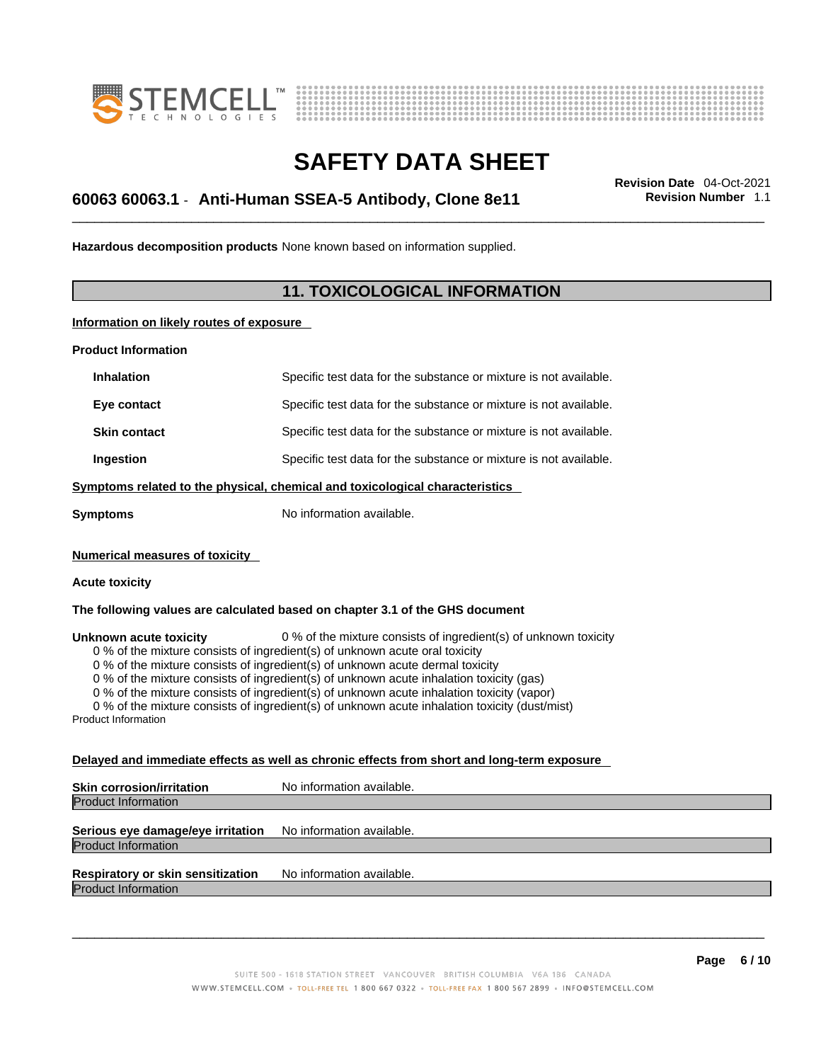**Hazardous decomposition products** None known based on information supplied.

## 11. TOXICOLOGICAL INFORMATION

**Information on likely routes of exposure**

**Product Information**

| | |
|---|---|
| **Inhalation** | Specific test data for the substance or mixture is not available. |
| **Eye contact** | Specific test data for the substance or mixture is not available. |
| **Skin contact** | Specific test data for the substance or mixture is not available. |
| **Ingestion** | Specific test data for the substance or mixture is not available. |

**Symptoms related to the physical, chemical and toxicological characteristics**

**Symptoms** No information available.

**Numerical measures of toxicity**

**Acute toxicity**

**The following values are calculated based on chapter 3.1 of the GHS document**

**Unknown acute toxicity** 0 % of the mixture consists of ingredient(s) of unknown toxicity

0 % of the mixture consists of ingredient(s) of unknown acute oral toxicity
0 % of the mixture consists of ingredient(s) of unknown acute dermal toxicity
0 % of the mixture consists of ingredient(s) of unknown acute inhalation toxicity (gas)
0 % of the mixture consists of ingredient(s) of unknown acute inhalation toxicity (vapor)
0 % of the mixture consists of ingredient(s) of unknown acute inhalation toxicity (dust/mist)

Product Information

**Delayed and immediate effects as well as chronic effects from short and long-term exposure**

**Skin corrosion/irritation** No information available.

Product Information

**Serious eye damage/eye irritation** No information available.

Product Information

**Respiratory or skin sensitization** No information available.

Product Information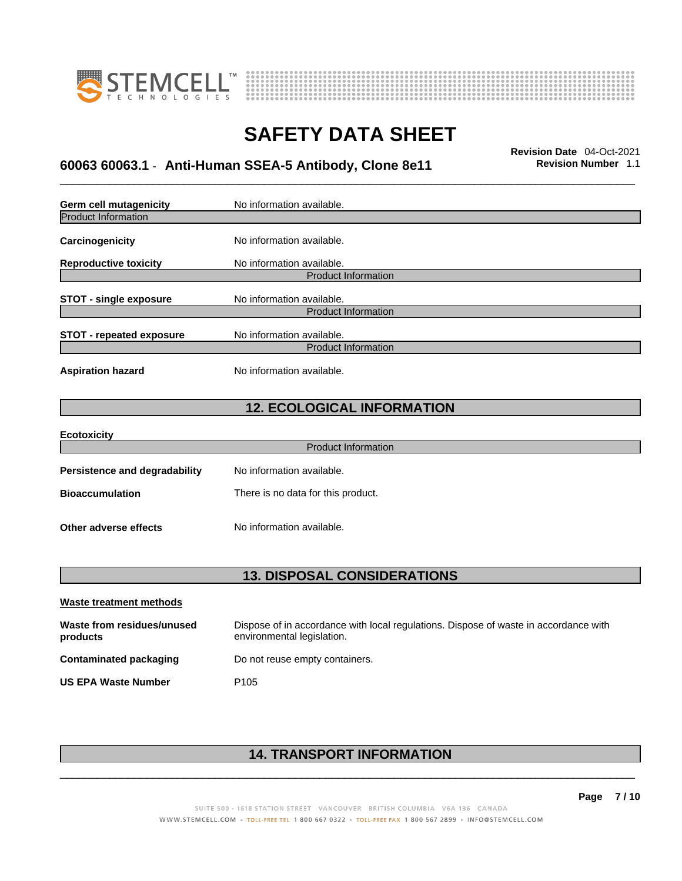| | |
|---|---|
| **Germ cell mutagenicity** | No information available. |

Product Information

| | |
|---|---|
| **Carcinogenicity** | No information available. |
| **Reproductive toxicity** | No information available. |

Product Information

| | |
|---|---|
| **STOT - single exposure** | No information available. |

Product Information

| | |
|---|---|
| **STOT - repeated exposure** | No information available. |

Product Information

| | |
|---|---|
| **Aspiration hazard** | No information available. |

## 12. ECOLOGICAL INFORMATION

**Ecotoxicity**

Product Information

| | |
|---|---|
| **Persistence and degradability** | No information available. |
| **Bioaccumulation** | There is no data for this product. |
| **Other adverse effects** | No information available. |

## 13. DISPOSAL CONSIDERATIONS

**Waste treatment methods**

| | |
|---|---|
| **Waste from residues/unused products** | Dispose of in accordance with local regulations. Dispose of waste in accordance with environmental legislation. |
| **Contaminated packaging** | Do not reuse empty containers. |
| **US EPA Waste Number** | P105 |

## 14. TRANSPORT INFORMATION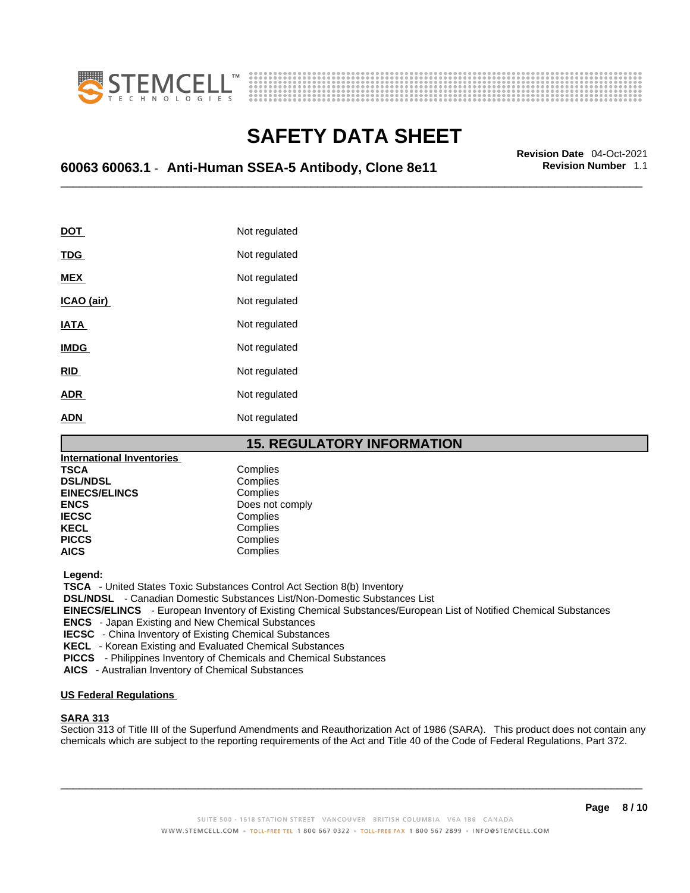| | |
|---|---|
| **DOT** | Not regulated |
| **TDG** | Not regulated |
| **MEX** | Not regulated |
| **ICAO (air)** | Not regulated |
| **IATA** | Not regulated |
| **IMDG** | Not regulated |
| **RID** | Not regulated |
| **ADR** | Not regulated |
| **ADN** | Not regulated |

## 15. REGULATORY INFORMATION

**International Inventories**

| | |
|---|---|
| **TSCA** | Complies |
| **DSL/NDSL** | Complies |
| **EINECS/ELINCS** | Complies |
| **ENCS** | Does not comply |
| **IECSC** | Complies |
| **KECL** | Complies |
| **PICCS** | Complies |
| **AICS** | Complies |

**Legend:**

**TSCA** - United States Toxic Substances Control Act Section 8(b) Inventory
**DSL/NDSL** - Canadian Domestic Substances List/Non-Domestic Substances List
**EINECS/ELINCS** - European Inventory of Existing Chemical Substances/European List of Notified Chemical Substances
**ENCS** - Japan Existing and New Chemical Substances
**IECSC** - China Inventory of Existing Chemical Substances
**KECL** - Korean Existing and Evaluated Chemical Substances
**PICCS** - Philippines Inventory of Chemicals and Chemical Substances
**AICS** - Australian Inventory of Chemical Substances

**US Federal Regulations**

**SARA 313**

Section 313 of Title III of the Superfund Amendments and Reauthorization Act of 1986 (SARA). This product does not contain any chemicals which are subject to the reporting requirements of the Act and Title 40 of the Code of Federal Regulations, Part 372.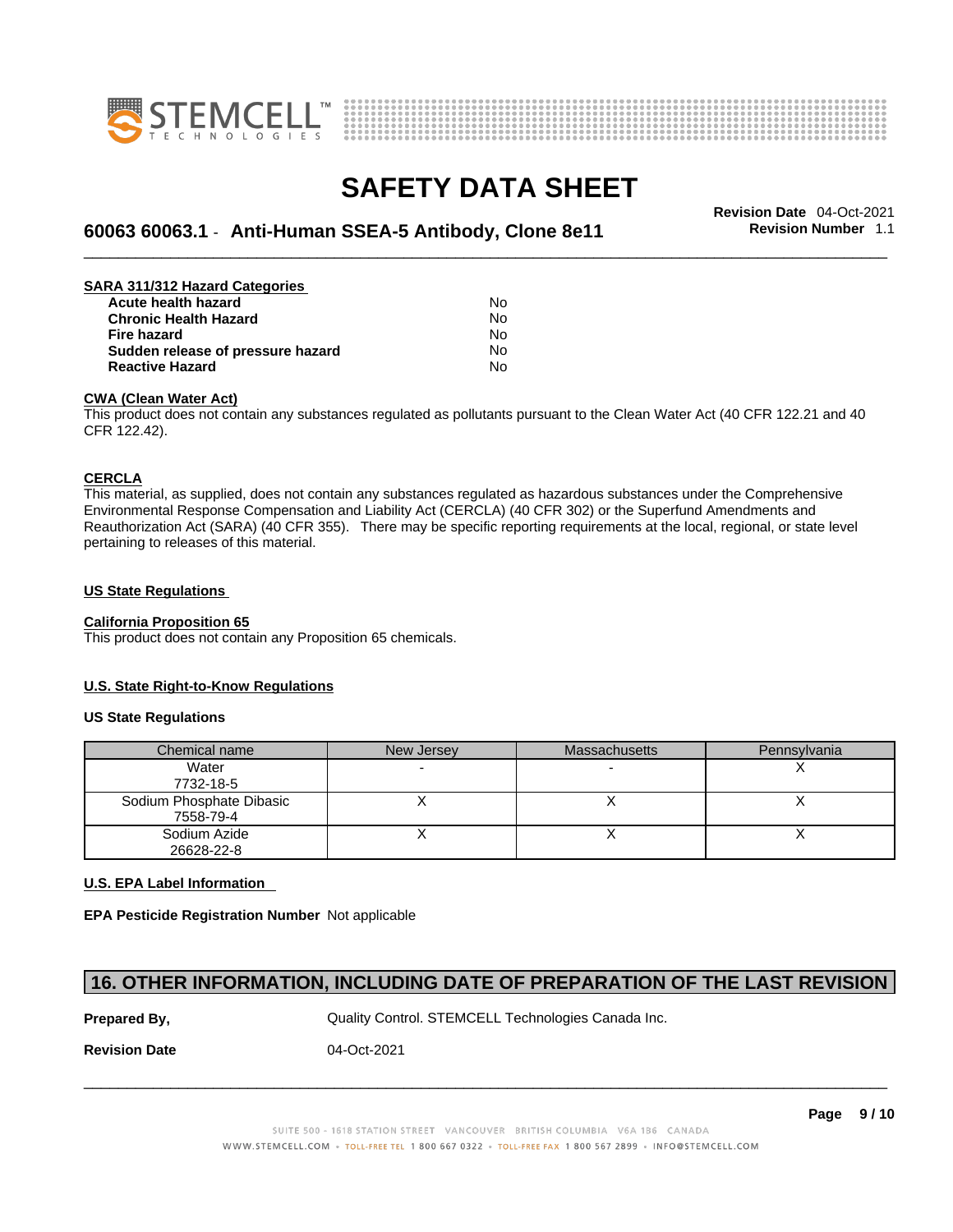**SARA 311/312 Hazard Categories**

| | |
|---|---|
| **Acute health hazard** | No |
| **Chronic Health Hazard** | No |
| **Fire hazard** | No |
| **Sudden release of pressure hazard** | No |
| **Reactive Hazard** | No |

**CWA (Clean Water Act)**

This product does not contain any substances regulated as pollutants pursuant to the Clean Water Act (40 CFR 122.21 and 40 CFR 122.42).

**CERCLA**

This material, as supplied, does not contain any substances regulated as hazardous substances under the Comprehensive Environmental Response Compensation and Liability Act (CERCLA) (40 CFR 302) or the Superfund Amendments and Reauthorization Act (SARA) (40 CFR 355). There may be specific reporting requirements at the local, regional, or state level pertaining to releases of this material.

**US State Regulations**

**California Proposition 65**

This product does not contain any Proposition 65 chemicals.

**U.S. State Right-to-Know Regulations**

**US State Regulations**

| Chemical name | New Jersey | Massachusetts | Pennsylvania |
|---|---|---|---|
| Water<br>7732-18-5 | - | - | X |
| Sodium Phosphate Dibasic<br>7558-79-4 | X | X | X |
| Sodium Azide<br>26628-22-8 | X | X | X |

**U.S. EPA Label Information**

**EPA Pesticide Registration Number** Not applicable

## 16. OTHER INFORMATION, INCLUDING DATE OF PREPARATION OF THE LAST REVISION

**Prepared By,** Quality Control. STEMCELL Technologies Canada Inc.

**Revision Date** 04-Oct-2021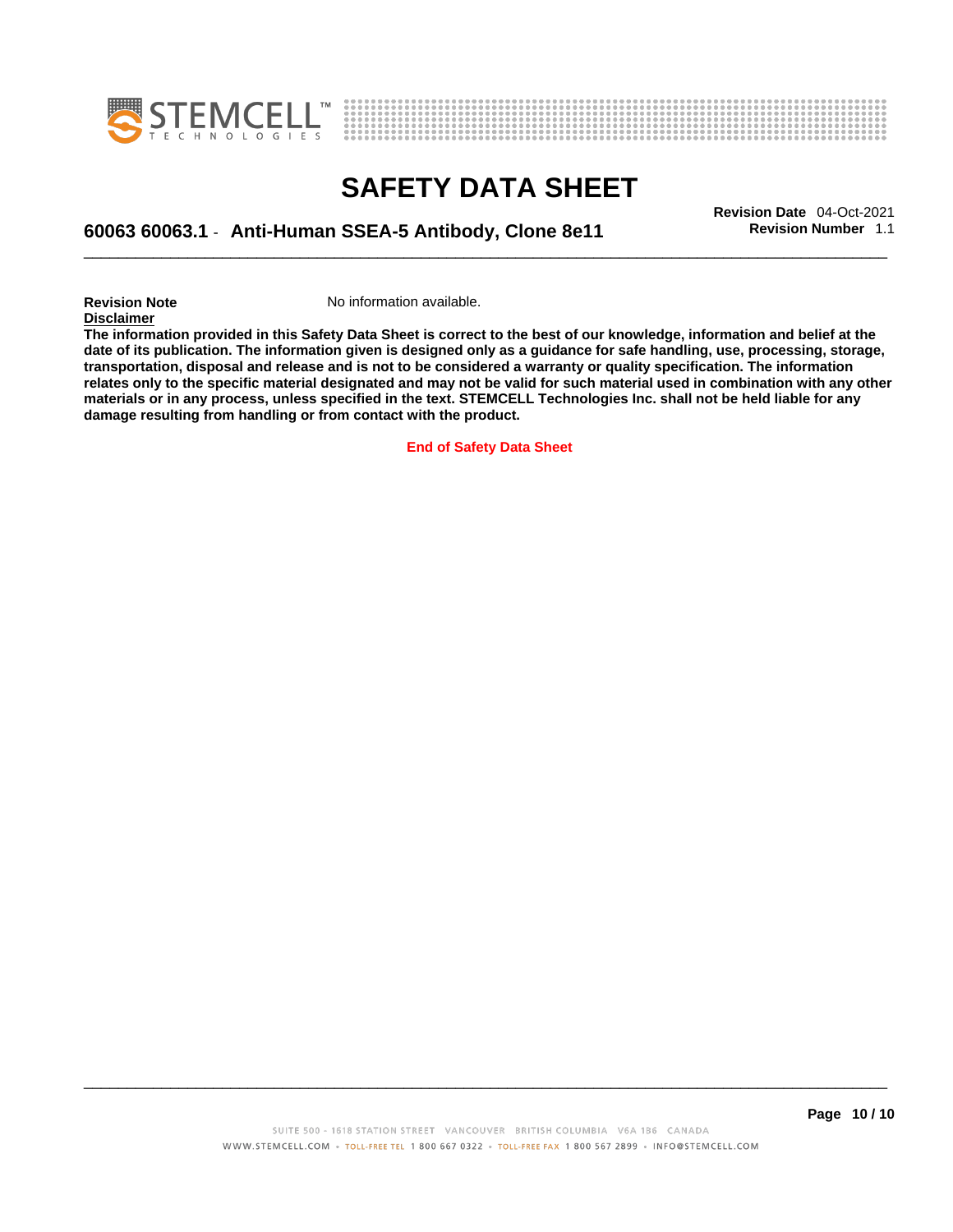**Revision Note** No information available.

**Disclaimer**

**The information provided in this Safety Data Sheet is correct to the best of our knowledge, information and belief at the date of its publication. The information given is designed only as a guidance for safe handling, use, processing, storage, transportation, disposal and release and is not to be considered a warranty or quality specification. The information relates only to the specific material designated and may not be valid for such material used in combination with any other materials or in any process, unless specified in the text. STEMCELL Technologies Inc. shall not be held liable for any damage resulting from handling or from contact with the product.**

**End of Safety Data Sheet**